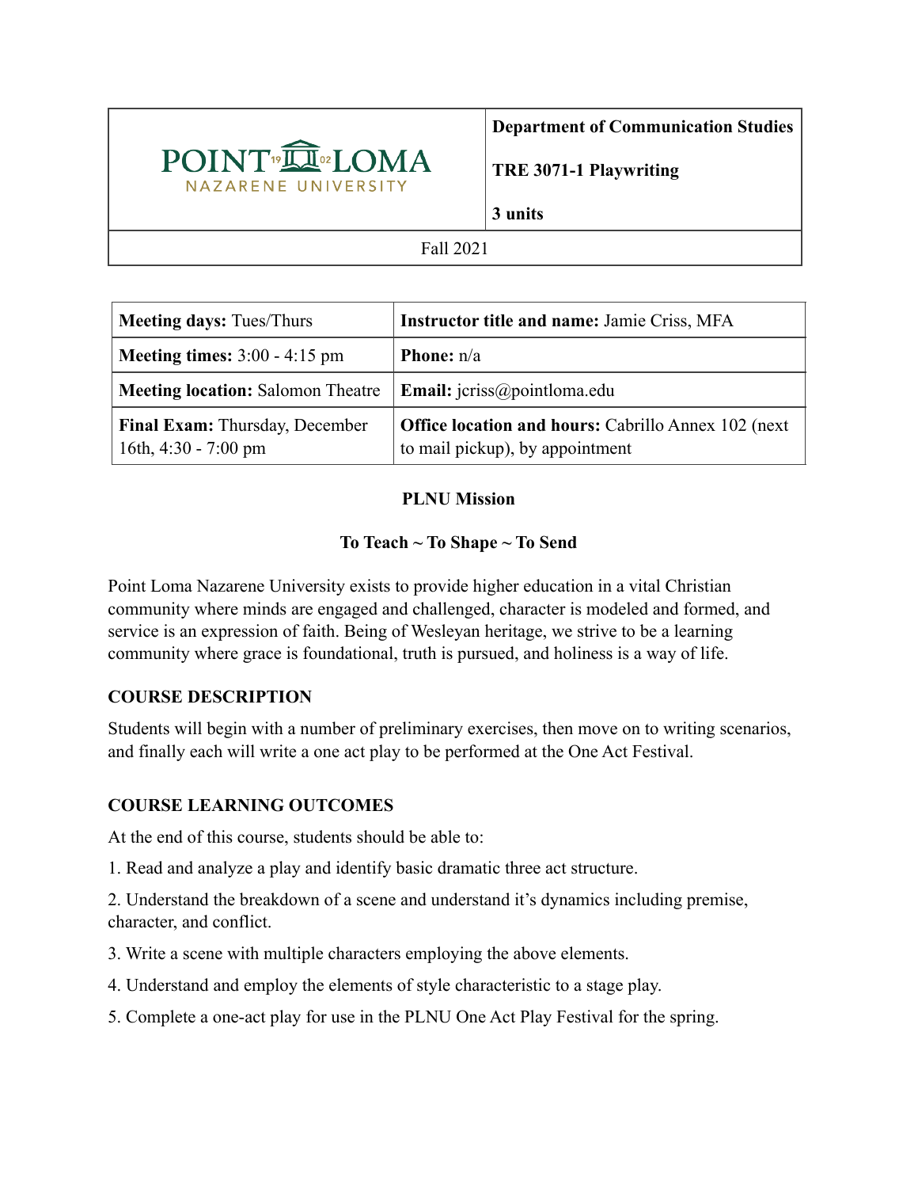| POINT LOMA NAZARENE UNIVERSITY | **Department of Communication Studies**<br>**TRE 3071-1 Playwriting**<br>**3 units** |
|---|---|
| Fall 2021 | |

| **Meeting days:** Tues/Thurs | **Instructor title and name:** Jamie Criss, MFA |
|---|---|
| **Meeting times:** 3:00 - 4:15 pm | **Phone:** n/a |
| **Meeting location:** Salomon Theatre | **Email:** jcriss@pointloma.edu |
| **Final Exam:** Thursday, December 16th, 4:30 - 7:00 pm | **Office location and hours:** Cabrillo Annex 102 (next to mail pickup), by appointment |

**PLNU Mission**

**To Teach ~ To Shape ~ To Send**

Point Loma Nazarene University exists to provide higher education in a vital Christian community where minds are engaged and challenged, character is modeled and formed, and service is an expression of faith. Being of Wesleyan heritage, we strive to be a learning community where grace is foundational, truth is pursued, and holiness is a way of life.

## COURSE DESCRIPTION

Students will begin with a number of preliminary exercises, then move on to writing scenarios, and finally each will write a one act play to be performed at the One Act Festival.

## COURSE LEARNING OUTCOMES

At the end of this course, students should be able to:

1. Read and analyze a play and identify basic dramatic three act structure.
2. Understand the breakdown of a scene and understand it's dynamics including premise, character, and conflict.
3. Write a scene with multiple characters employing the above elements.
4. Understand and employ the elements of style characteristic to a stage play.
5. Complete a one-act play for use in the PLNU One Act Play Festival for the spring.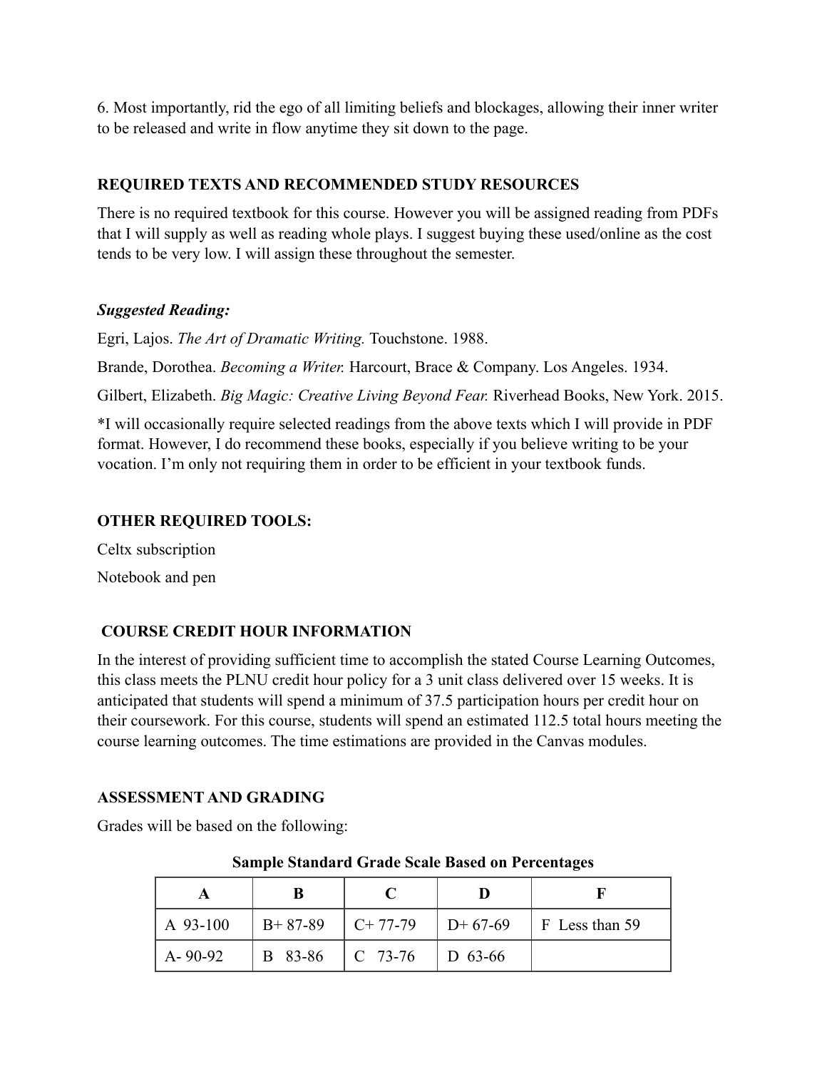6. Most importantly, rid the ego of all limiting beliefs and blockages, allowing their inner writer to be released and write in flow anytime they sit down to the page.

### REQUIRED TEXTS AND RECOMMENDED STUDY RESOURCES

There is no required textbook for this course. However you will be assigned reading from PDFs that I will supply as well as reading whole plays. I suggest buying these used/online as the cost tends to be very low. I will assign these throughout the semester.

***Suggested Reading:***

Egri, Lajos. *The Art of Dramatic Writing.* Touchstone. 1988.

Brande, Dorothea. *Becoming a Writer.* Harcourt, Brace & Company. Los Angeles. 1934.

Gilbert, Elizabeth. *Big Magic: Creative Living Beyond Fear.* Riverhead Books, New York. 2015.

*I will occasionally require selected readings from the above texts which I will provide in PDF format. However, I do recommend these books, especially if you believe writing to be your vocation. I'm only not requiring them in order to be efficient in your textbook funds.

### OTHER REQUIRED TOOLS:

Celtx subscription

Notebook and pen

### COURSE CREDIT HOUR INFORMATION

In the interest of providing sufficient time to accomplish the stated Course Learning Outcomes, this class meets the PLNU credit hour policy for a 3 unit class delivered over 15 weeks. It is anticipated that students will spend a minimum of 37.5 participation hours per credit hour on their coursework. For this course, students will spend an estimated 112.5 total hours meeting the course learning outcomes. The time estimations are provided in the Canvas modules.

### ASSESSMENT AND GRADING

Grades will be based on the following:

**Sample Standard Grade Scale Based on Percentages**

| A | B | C | D | F |
|---|---|---|---|---|
| A 93-100 | B+ 87-89 | C+ 77-79 | D+ 67-69 | F Less than 59 |
| A- 90-92 | B 83-86 | C 73-76 | D 63-66 | |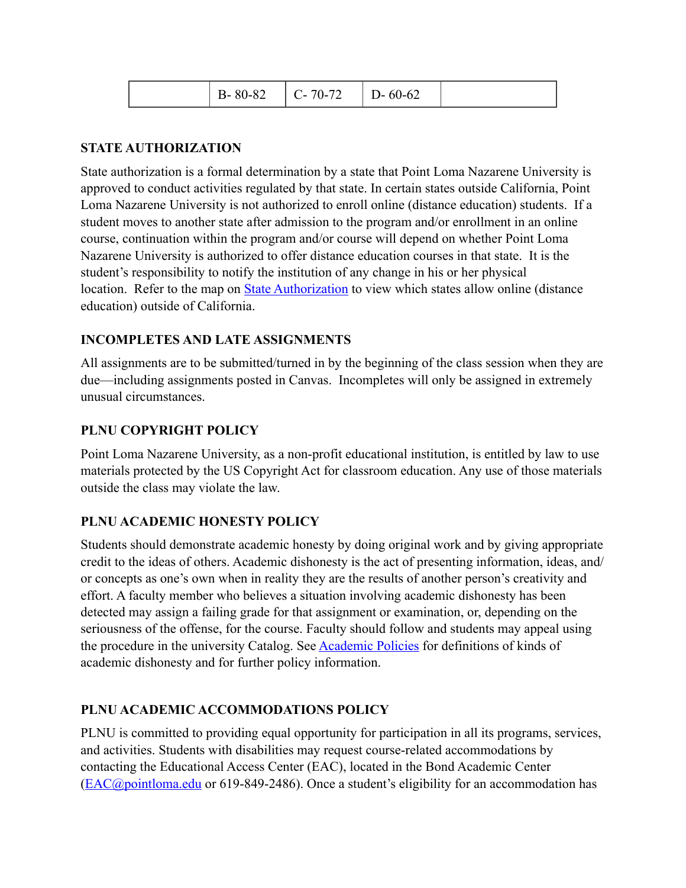|  | B- 80-82 | C- 70-72 | D- 60-62 |  |
|---|---|---|---|---|

## STATE AUTHORIZATION

State authorization is a formal determination by a state that Point Loma Nazarene University is approved to conduct activities regulated by that state. In certain states outside California, Point Loma Nazarene University is not authorized to enroll online (distance education) students. If a student moves to another state after admission to the program and/or enrollment in an online course, continuation within the program and/or course will depend on whether Point Loma Nazarene University is authorized to offer distance education courses in that state. It is the student's responsibility to notify the institution of any change in his or her physical location. Refer to the map on State Authorization to view which states allow online (distance education) outside of California.

## INCOMPLETES AND LATE ASSIGNMENTS

All assignments are to be submitted/turned in by the beginning of the class session when they are due—including assignments posted in Canvas. Incompletes will only be assigned in extremely unusual circumstances.

## PLNU COPYRIGHT POLICY

Point Loma Nazarene University, as a non-profit educational institution, is entitled by law to use materials protected by the US Copyright Act for classroom education. Any use of those materials outside the class may violate the law.

## PLNU ACADEMIC HONESTY POLICY

Students should demonstrate academic honesty by doing original work and by giving appropriate credit to the ideas of others. Academic dishonesty is the act of presenting information, ideas, and/or concepts as one's own when in reality they are the results of another person's creativity and effort. A faculty member who believes a situation involving academic dishonesty has been detected may assign a failing grade for that assignment or examination, or, depending on the seriousness of the offense, for the course. Faculty should follow and students may appeal using the procedure in the university Catalog. See Academic Policies for definitions of kinds of academic dishonesty and for further policy information.

## PLNU ACADEMIC ACCOMMODATIONS POLICY

PLNU is committed to providing equal opportunity for participation in all its programs, services, and activities. Students with disabilities may request course-related accommodations by contacting the Educational Access Center (EAC), located in the Bond Academic Center (EAC@pointloma.edu or 619-849-2486). Once a student's eligibility for an accommodation has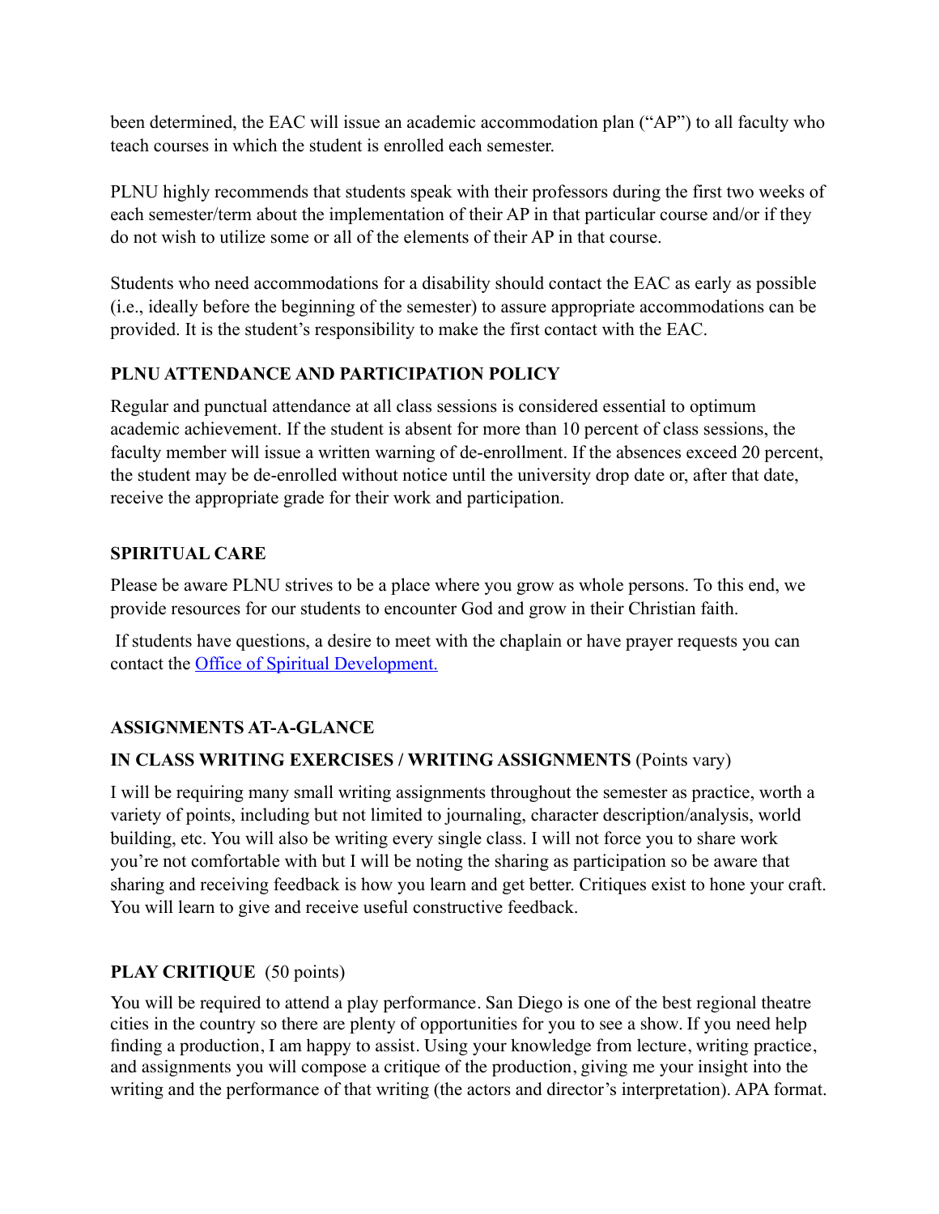been determined, the EAC will issue an academic accommodation plan ("AP") to all faculty who teach courses in which the student is enrolled each semester.

PLNU highly recommends that students speak with their professors during the first two weeks of each semester/term about the implementation of their AP in that particular course and/or if they do not wish to utilize some or all of the elements of their AP in that course.

Students who need accommodations for a disability should contact the EAC as early as possible (i.e., ideally before the beginning of the semester) to assure appropriate accommodations can be provided. It is the student's responsibility to make the first contact with the EAC.

**PLNU ATTENDANCE AND PARTICIPATION POLICY**

Regular and punctual attendance at all class sessions is considered essential to optimum academic achievement. If the student is absent for more than 10 percent of class sessions, the faculty member will issue a written warning of de-enrollment. If the absences exceed 20 percent, the student may be de-enrolled without notice until the university drop date or, after that date, receive the appropriate grade for their work and participation.

**SPIRITUAL CARE**

Please be aware PLNU strives to be a place where you grow as whole persons. To this end, we provide resources for our students to encounter God and grow in their Christian faith.

If students have questions, a desire to meet with the chaplain or have prayer requests you can contact the [Office of Spiritual Development.]

**ASSIGNMENTS AT-A-GLANCE**

**IN CLASS WRITING EXERCISES / WRITING ASSIGNMENTS** (Points vary)

I will be requiring many small writing assignments throughout the semester as practice, worth a variety of points, including but not limited to journaling, character description/analysis, world building, etc. You will also be writing every single class. I will not force you to share work you're not comfortable with but I will be noting the sharing as participation so be aware that sharing and receiving feedback is how you learn and get better. Critiques exist to hone your craft. You will learn to give and receive useful constructive feedback.

**PLAY CRITIQUE** (50 points)

You will be required to attend a play performance. San Diego is one of the best regional theatre cities in the country so there are plenty of opportunities for you to see a show. If you need help finding a production, I am happy to assist. Using your knowledge from lecture, writing practice, and assignments you will compose a critique of the production, giving me your insight into the writing and the performance of that writing (the actors and director's interpretation). APA format.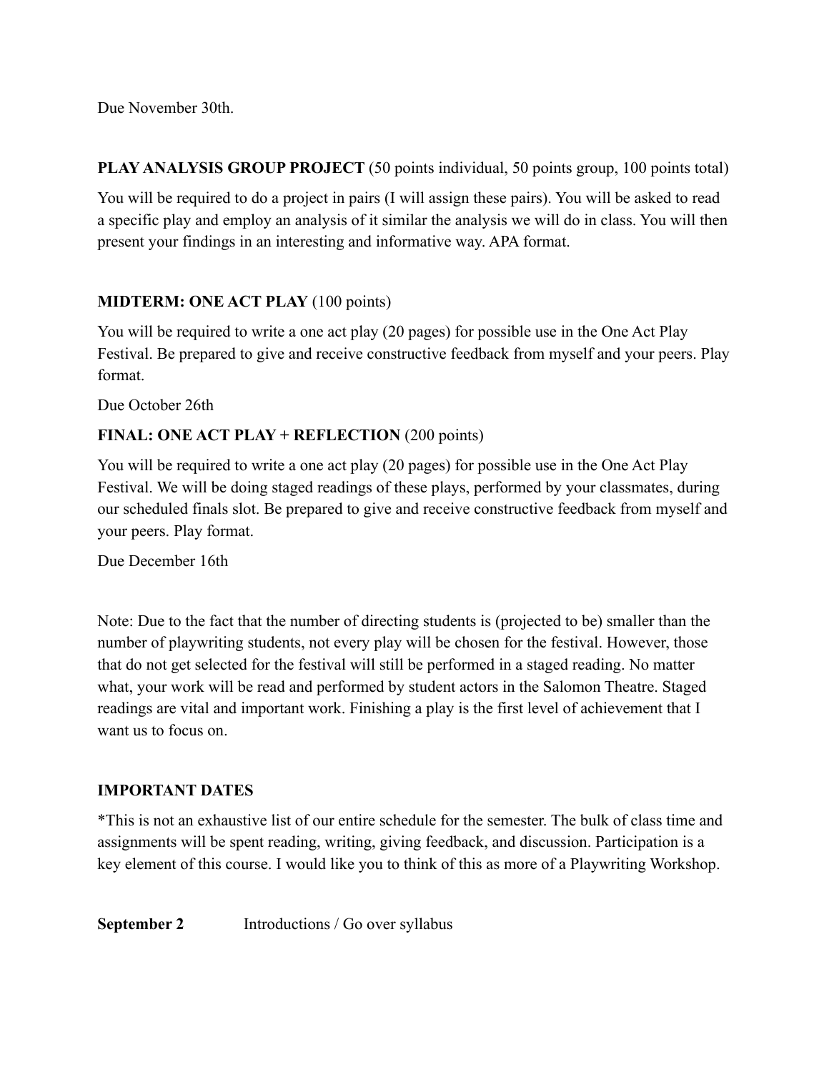Due November 30th.

**PLAY ANALYSIS GROUP PROJECT** (50 points individual, 50 points group, 100 points total)

You will be required to do a project in pairs (I will assign these pairs). You will be asked to read a specific play and employ an analysis of it similar the analysis we will do in class. You will then present your findings in an interesting and informative way. APA format.

**MIDTERM: ONE ACT PLAY** (100 points)

You will be required to write a one act play (20 pages) for possible use in the One Act Play Festival. Be prepared to give and receive constructive feedback from myself and your peers. Play format.

Due October 26th

**FINAL: ONE ACT PLAY + REFLECTION** (200 points)

You will be required to write a one act play (20 pages) for possible use in the One Act Play Festival. We will be doing staged readings of these plays, performed by your classmates, during our scheduled finals slot. Be prepared to give and receive constructive feedback from myself and your peers. Play format.

Due December 16th

Note: Due to the fact that the number of directing students is (projected to be) smaller than the number of playwriting students, not every play will be chosen for the festival. However, those that do not get selected for the festival will still be performed in a staged reading. No matter what, your work will be read and performed by student actors in the Salomon Theatre. Staged readings are vital and important work. Finishing a play is the first level of achievement that I want us to focus on.

**IMPORTANT DATES**

*This is not an exhaustive list of our entire schedule for the semester. The bulk of class time and assignments will be spent reading, writing, giving feedback, and discussion. Participation is a key element of this course. I would like you to think of this as more of a Playwriting Workshop.

**September 2** Introductions / Go over syllabus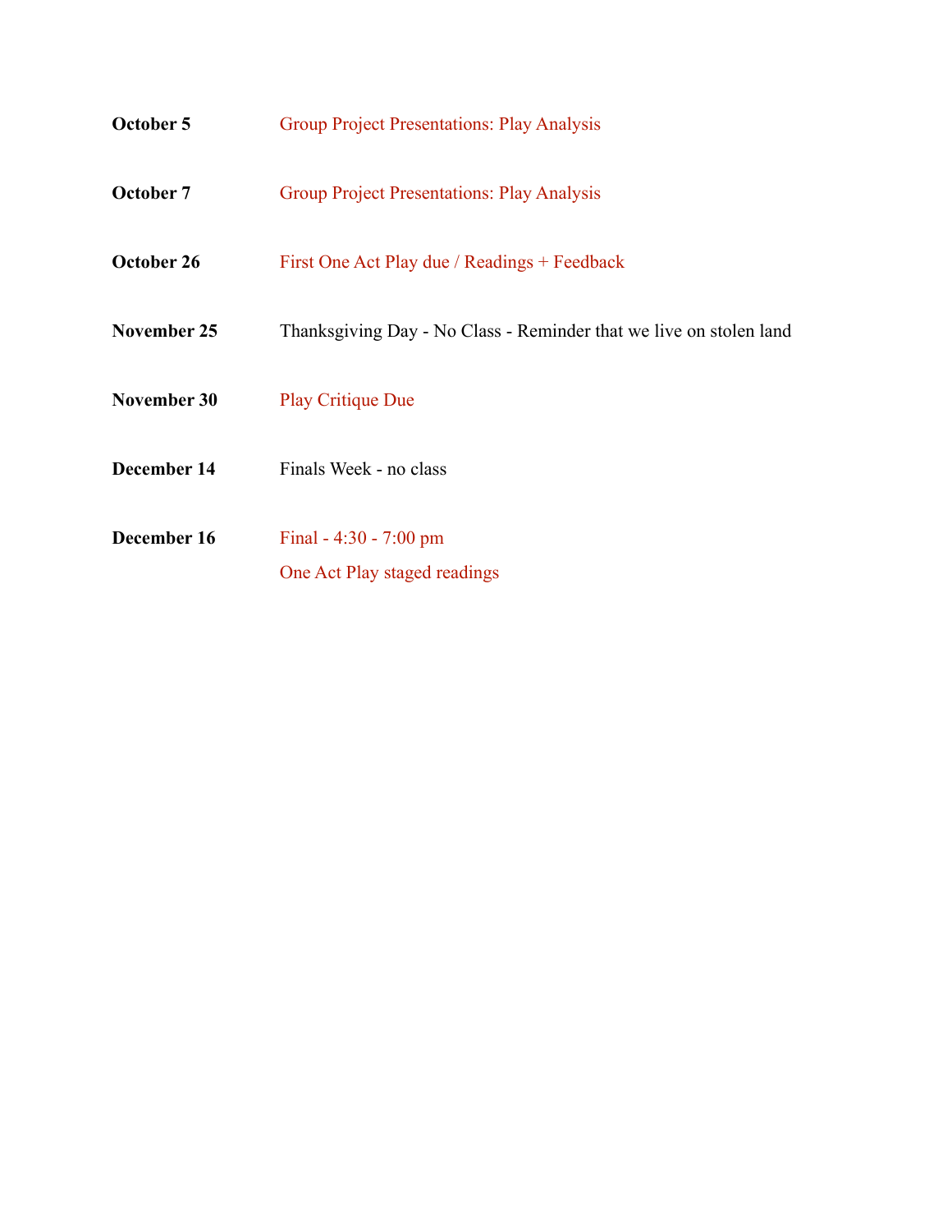| | |
|---|---|
| **October 5** | Group Project Presentations: Play Analysis |
| **October 7** | Group Project Presentations: Play Analysis |
| **October 26** | First One Act Play due / Readings + Feedback |
| **November 25** | Thanksgiving Day - No Class - Reminder that we live on stolen land |
| **November 30** | Play Critique Due |
| **December 14** | Finals Week - no class |
| **December 16** | Final - 4:30 - 7:00 pm<br>One Act Play staged readings |